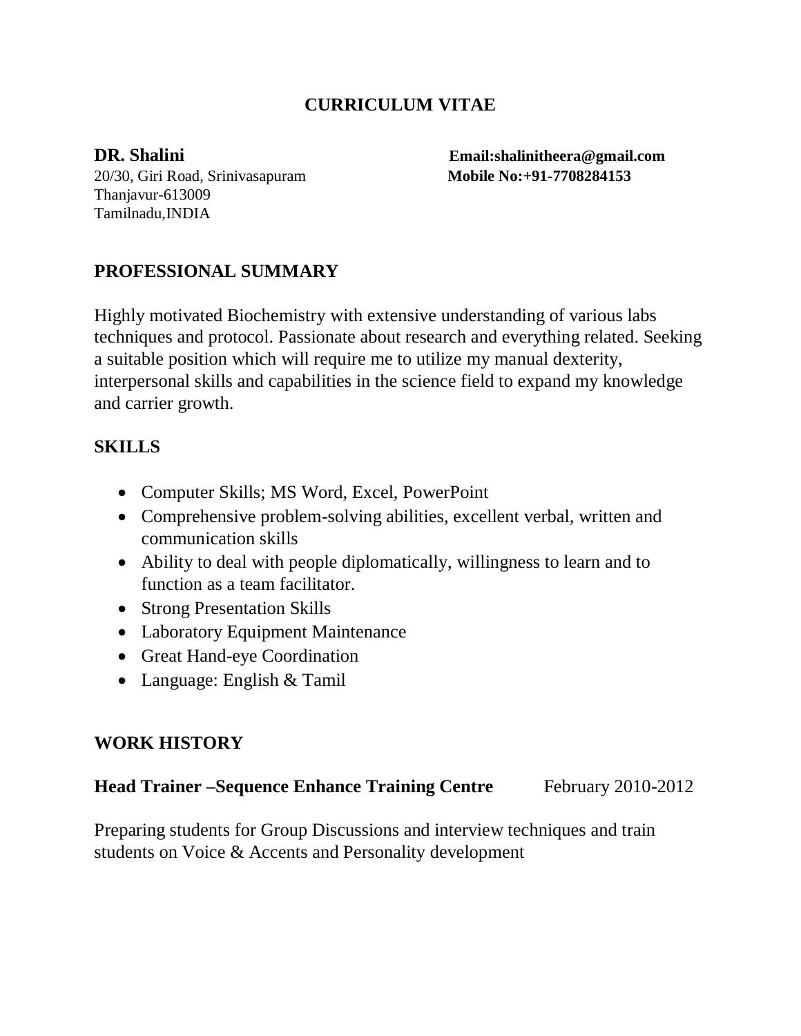# CURRICULUM VITAE

**DR. Shalini**
20/30, Giri Road, Srinivasapuram
Thanjavur-613009
Tamilnadu,INDIA

**Email:shalinitheera@gmail.com**
**Mobile No:+91-7708284153**

## PROFESSIONAL SUMMARY

Highly motivated Biochemistry with extensive understanding of various labs techniques and protocol. Passionate about research and everything related. Seeking a suitable position which will require me to utilize my manual dexterity, interpersonal skills and capabilities in the science field to expand my knowledge and carrier growth.

## SKILLS

- Computer Skills; MS Word, Excel, PowerPoint
- Comprehensive problem-solving abilities, excellent verbal, written and communication skills
- Ability to deal with people diplomatically, willingness to learn and to function as a team facilitator.
- Strong Presentation Skills
- Laboratory Equipment Maintenance
- Great Hand-eye Coordination
- Language: English & Tamil

## WORK HISTORY

**Head Trainer –Sequence Enhance Training Centre** February 2010-2012

Preparing students for Group Discussions and interview techniques and train students on Voice & Accents and Personality development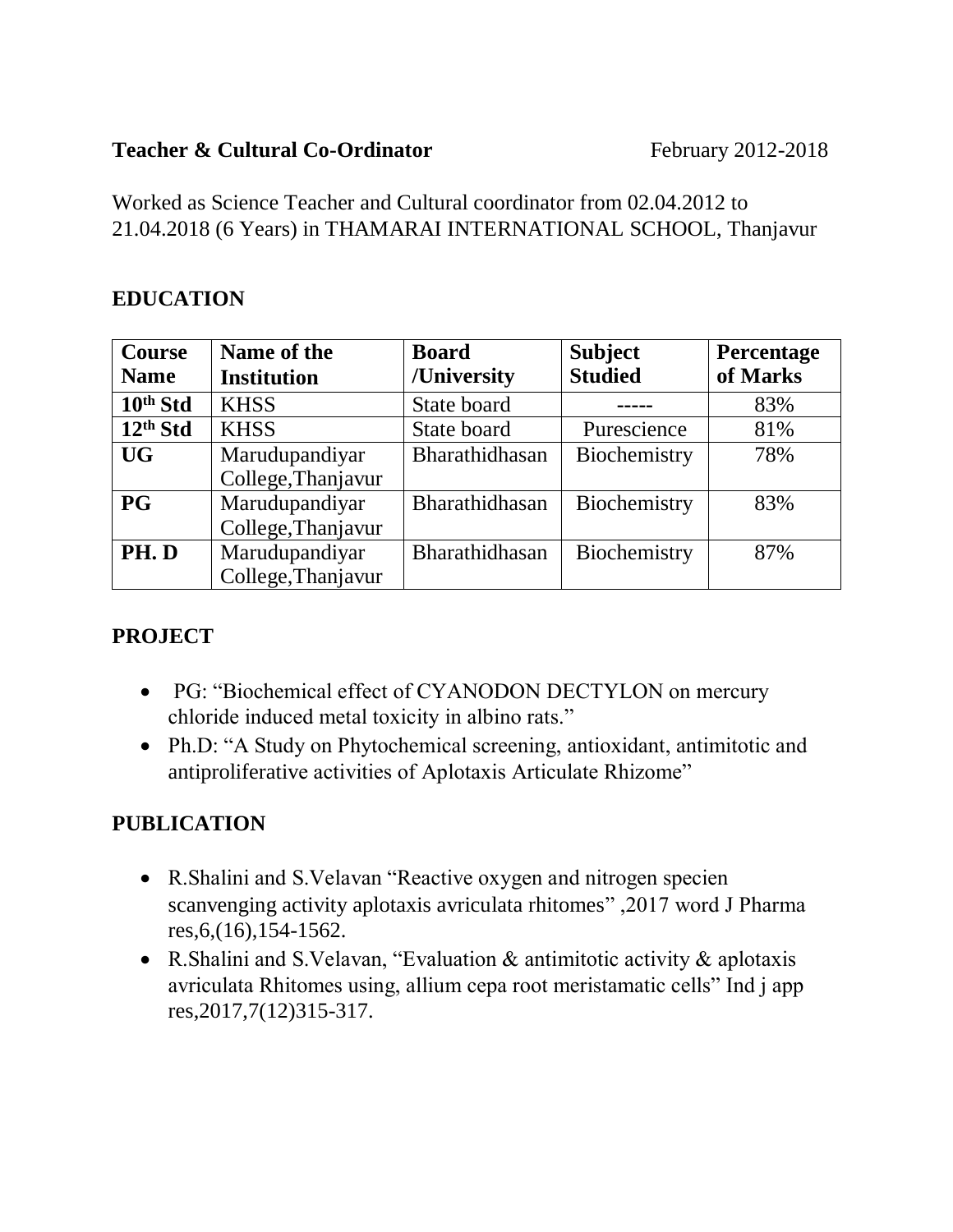**Teacher & Cultural Co-Ordinator** February 2012-2018

Worked as Science Teacher and Cultural coordinator from 02.04.2012 to 21.04.2018 (6 Years) in THAMARAI INTERNATIONAL SCHOOL, Thanjavur

## EDUCATION

| Course Name | Name of the Institution | Board /University | Subject Studied | Percentage of Marks |
|---|---|---|---|---|
| **10th Std** | KHSS | State board | ----- | 83% |
| **12th Std** | KHSS | State board | Purescience | 81% |
| **UG** | Marudupandiyar College,Thanjavur | Bharathidhasan | Biochemistry | 78% |
| **PG** | Marudupandiyar College,Thanjavur | Bharathidhasan | Biochemistry | 83% |
| **PH. D** | Marudupandiyar College,Thanjavur | Bharathidhasan | Biochemistry | 87% |

## PROJECT

- PG: "Biochemical effect of CYANODON DECTYLON on mercury chloride induced metal toxicity in albino rats."
- Ph.D: "A Study on Phytochemical screening, antioxidant, antimitotic and antiproliferative activities of Aplotaxis Articulate Rhizome"

## PUBLICATION

- R.Shalini and S.Velavan "Reactive oxygen and nitrogen specien scanvenging activity aplotaxis avriculata rhitomes" ,2017 word J Pharma res,6,(16),154-1562.
- R.Shalini and S.Velavan, "Evaluation & antimitotic activity & aplotaxis avriculata Rhitomes using, allium cepa root meristamatic cells" Ind j app res,2017,7(12)315-317.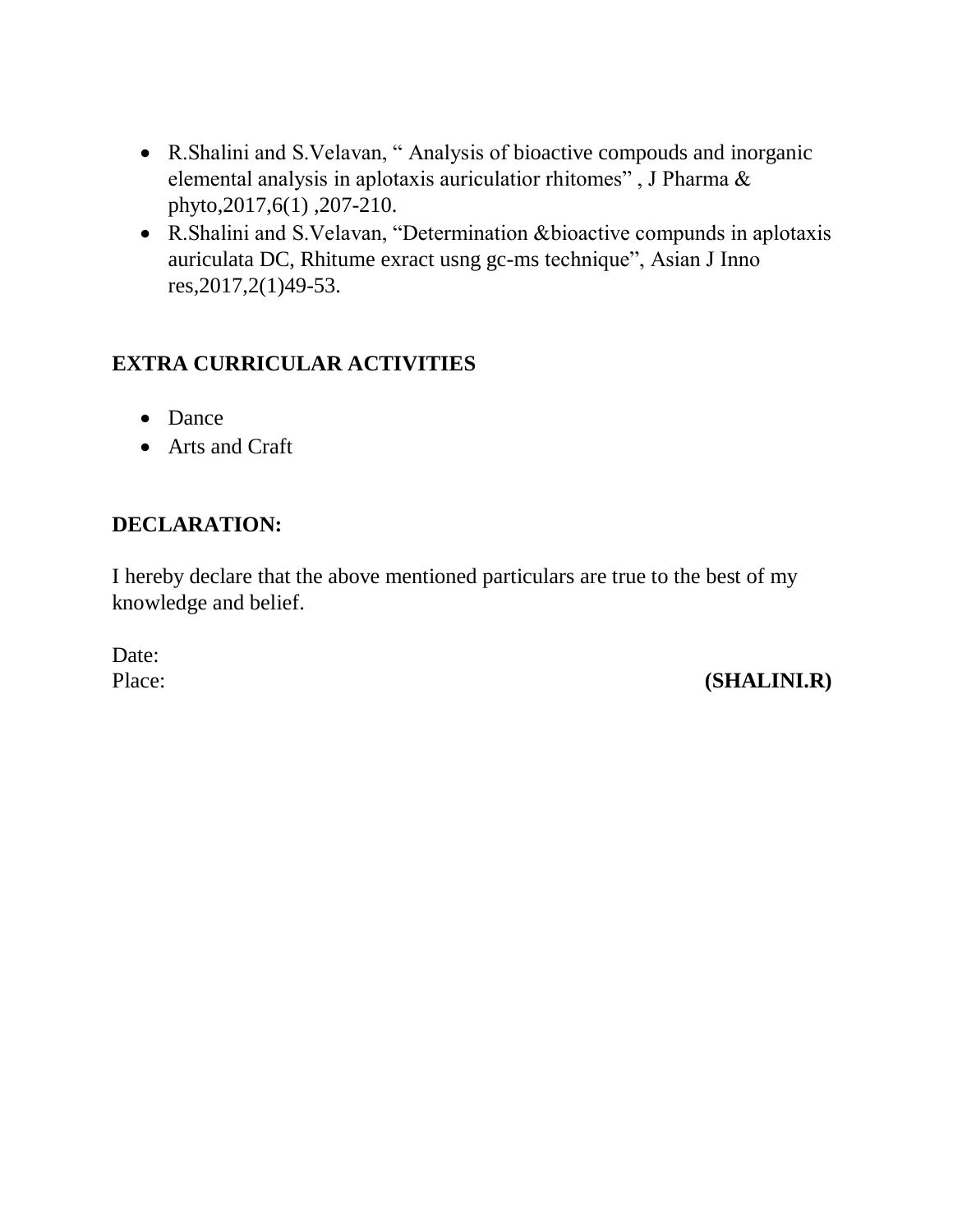- R.Shalini and S.Velavan, " Analysis of bioactive compouds and inorganic elemental analysis in aplotaxis auriculatior rhitomes" , J Pharma & phyto,2017,6(1) ,207-210.
- R.Shalini and S.Velavan, "Determination &bioactive compunds in aplotaxis auriculata DC, Rhitume exract usng gc-ms technique", Asian J Inno res,2017,2(1)49-53.

## EXTRA CURRICULAR ACTIVITIES

- Dance
- Arts and Craft

## DECLARATION:

I hereby declare that the above mentioned particulars are true to the best of my knowledge and belief.

Date:

Place: **(SHALINI.R)**